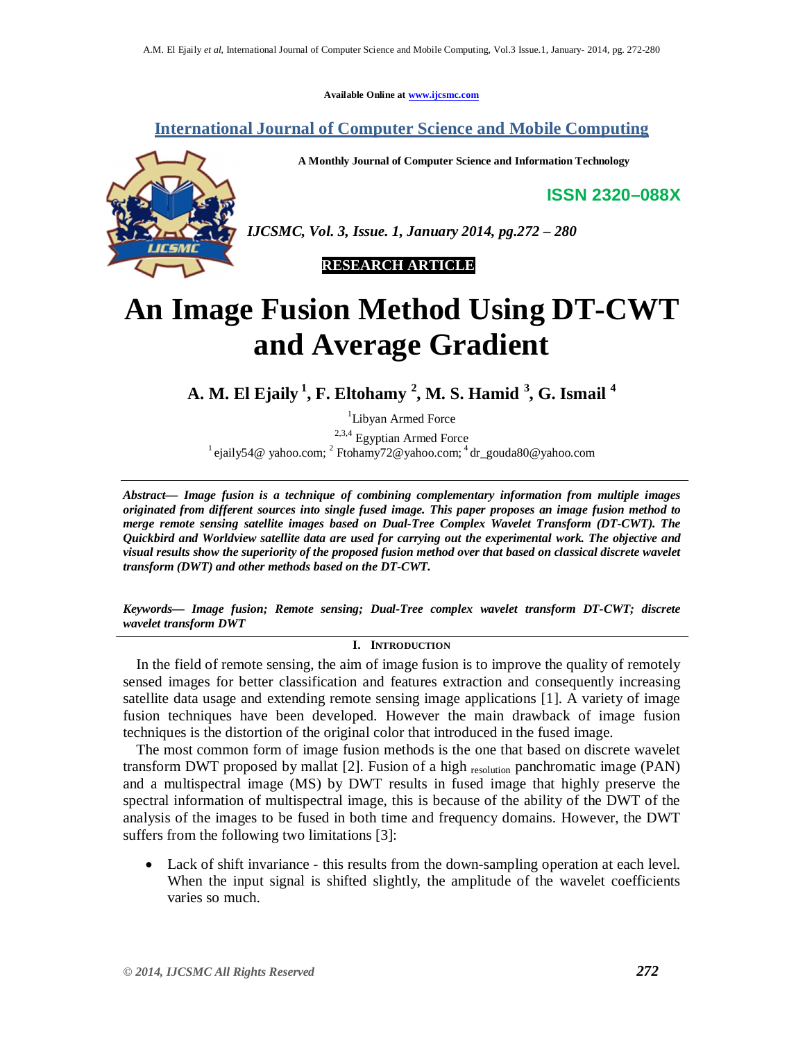Available Online at www.ijcsmc.com

**International Journal of Computer Science and Mobile Computing**

**A Monthly Journal of Computer Science and Information Technology**

**ISSN 2320–088X**

*IJCSMC, Vol. 3, Issue. 1, January 2014, pg.272 – 280*

**RESEARCH ARTICLE**

# An Image Fusion Method Using DT-CWT and Average Gradient

**A. M. El Ejaily [1], F. Eltohamy [2], M. S. Hamid [3], G. Ismail [4]**

[1]Libyan Armed Force

[2,3,4] Egyptian Armed Force

[1] ejaily54@ yahoo.com; [2] Ftohamy72@yahoo.com; [4] dr_gouda80@yahoo.com

***Abstract*— *Image fusion is a technique of combining complementary information from multiple images originated from different sources into single fused image. This paper proposes an image fusion method to merge remote sensing satellite images based on Dual-Tree Complex Wavelet Transform (DT-CWT). The Quickbird and Worldview satellite data are used for carrying out the experimental work. The objective and visual results show the superiority of the proposed fusion method over that based on classical discrete wavelet transform (DWT) and other methods based on the DT-CWT.***

***Keywords*— *Image fusion; Remote sensing; Dual-Tree complex wavelet transform DT-CWT; discrete wavelet transform DWT***

## I. Introduction

In the field of remote sensing, the aim of image fusion is to improve the quality of remotely sensed images for better classification and features extraction and consequently increasing satellite data usage and extending remote sensing image applications [1]. A variety of image fusion techniques have been developed. However the main drawback of image fusion techniques is the distortion of the original color that introduced in the fused image.

The most common form of image fusion methods is the one that based on discrete wavelet transform DWT proposed by mallat [2]. Fusion of a high resolution panchromatic image (PAN) and a multispectral image (MS) by DWT results in fused image that highly preserve the spectral information of multispectral image, this is because of the ability of the DWT of the analysis of the images to be fused in both time and frequency domains. However, the DWT suffers from the following two limitations [3]:

- Lack of shift invariance - this results from the down-sampling operation at each level. When the input signal is shifted slightly, the amplitude of the wavelet coefficients varies so much.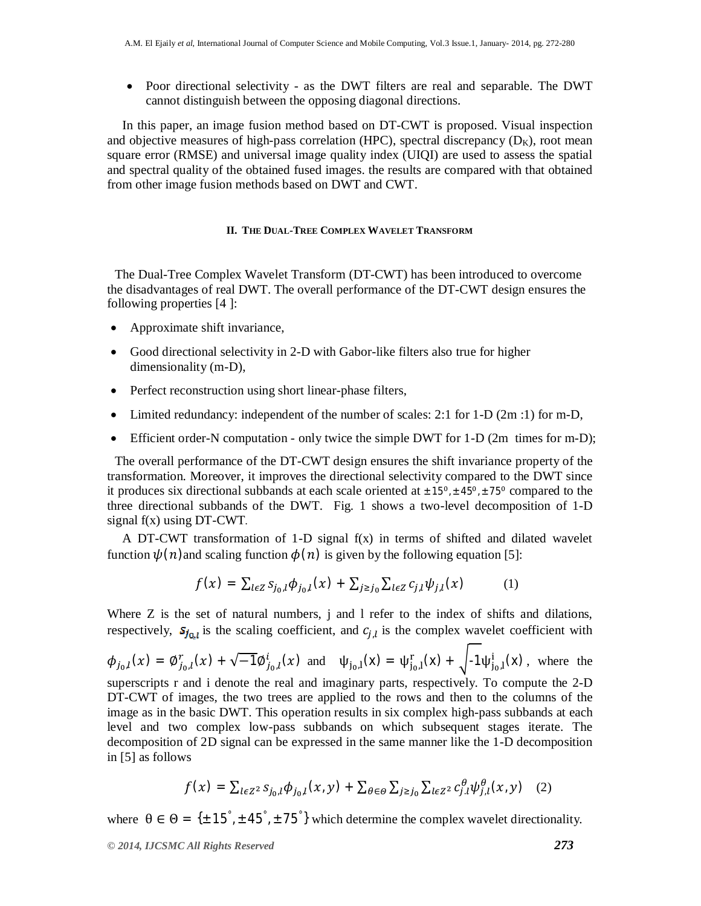- Poor directional selectivity - as the DWT filters are real and separable. The DWT cannot distinguish between the opposing diagonal directions.

In this paper, an image fusion method based on DT-CWT is proposed. Visual inspection and objective measures of high-pass correlation (HPC), spectral discrepancy ($D_K$), root mean square error (RMSE) and universal image quality index (UIQI) are used to assess the spatial and spectral quality of the obtained fused images. the results are compared with that obtained from other image fusion methods based on DWT and CWT.

## II. The Dual-Tree Complex Wavelet Transform

The Dual-Tree Complex Wavelet Transform (DT-CWT) has been introduced to overcome the disadvantages of real DWT. The overall performance of the DT-CWT design ensures the following properties [4 ]:

- Approximate shift invariance,
- Good directional selectivity in 2-D with Gabor-like filters also true for higher dimensionality (m-D),
- Perfect reconstruction using short linear-phase filters,
- Limited redundancy: independent of the number of scales: 2:1 for 1-D (2m :1) for m-D,
- Efficient order-N computation - only twice the simple DWT for 1-D (2m times for m-D);

The overall performance of the DT-CWT design ensures the shift invariance property of the transformation. Moreover, it improves the directional selectivity compared to the DWT since it produces six directional subbands at each scale oriented at $\pm 15^0, \pm 45^0, \pm 75^0$ compared to the three directional subbands of the DWT. Fig. 1 shows a two-level decomposition of 1-D signal f(x) using DT-CWT.

A DT-CWT transformation of 1-D signal f(x) in terms of shifted and dilated wavelet function $\psi(n)$ and scaling function $\phi(n)$ is given by the following equation [5]:

$$f(x) = \sum_{l \epsilon Z} s_{j_0,l} \phi_{j_0,l}(x) + \sum_{j \geq j_0} \sum_{l \epsilon Z} c_{j,l} \psi_{j,l}(x) \qquad (1)$$

Where Z is the set of natural numbers, j and l refer to the index of shifts and dilations, respectively, $s_{j_0,l}$ is the scaling coefficient, and $c_{j,l}$ is the complex wavelet coefficient with $\phi_{j_0,l}(x) = \emptyset^r_{j_0,l}(x) + \sqrt{-1}\emptyset^i_{j_0,l}(x)$ and $\psi_{j_0,l}(x) = \psi^r_{j_0,l}(x) + \sqrt{-1}\psi^i_{j_0,l}(x)$, where the superscripts r and i denote the real and imaginary parts, respectively. To compute the 2-D DT-CWT of images, the two trees are applied to the rows and then to the columns of the image as in the basic DWT. This operation results in six complex high-pass subbands at each level and two complex low-pass subbands on which subsequent stages iterate. The decomposition of 2D signal can be expressed in the same manner like the 1-D decomposition in [5] as follows

$$f(x) = \sum_{l \epsilon Z^2} s_{j_0,l} \phi_{j_0,l}(x,y) + \sum_{\theta \in \Theta} \sum_{j \geq j_0} \sum_{l \epsilon Z^2} c^{\theta}_{j,l} \psi^{\theta}_{j,l}(x,y) \quad (2)$$

where $\theta \in \Theta = \{\pm 15^{\circ}, \pm 45^{\circ}, \pm 75^{\circ}\}$ which determine the complex wavelet directionality.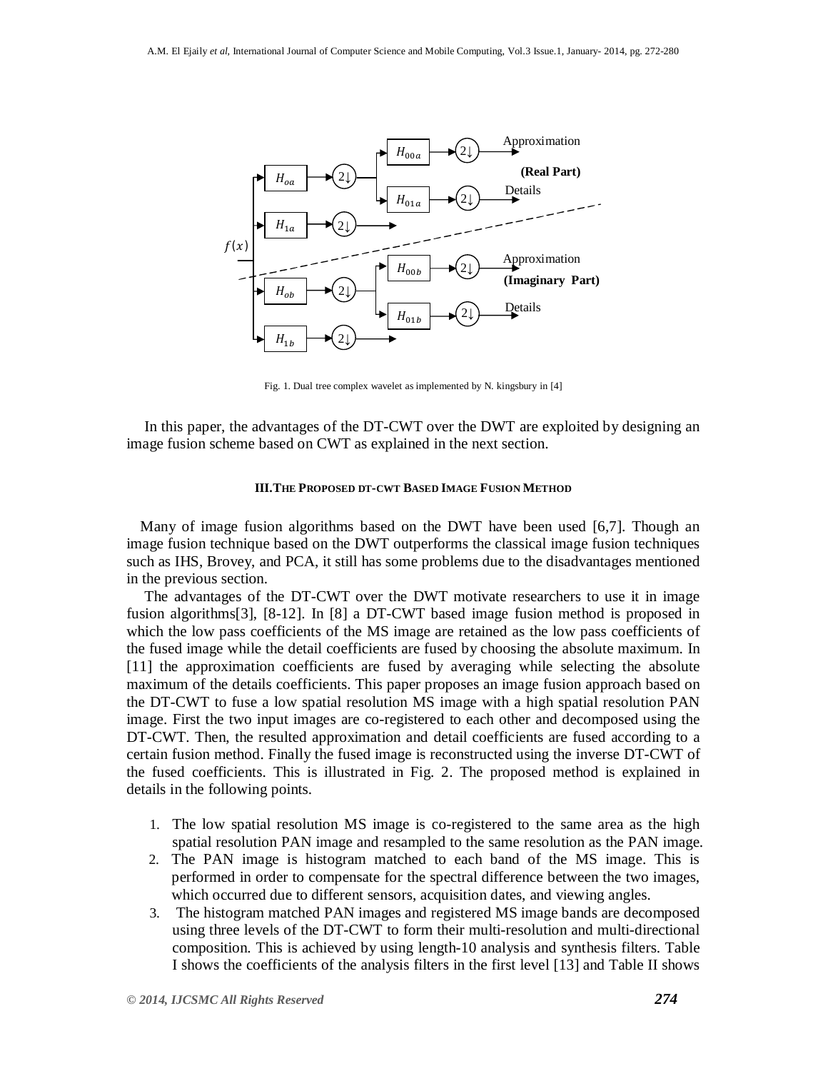Fig. 1. Dual tree complex wavelet as implemented by N. kingsbury in [4]

In this paper, the advantages of the DT-CWT over the DWT are exploited by designing an image fusion scheme based on CWT as explained in the next section.

### III. The Proposed DT-CWT Based Image Fusion Method

Many of image fusion algorithms based on the DWT have been used [6,7]. Though an image fusion technique based on the DWT outperforms the classical image fusion techniques such as IHS, Brovey, and PCA, it still has some problems due to the disadvantages mentioned in the previous section.

The advantages of the DT-CWT over the DWT motivate researchers to use it in image fusion algorithms[3], [8-12]. In [8] a DT-CWT based image fusion method is proposed in which the low pass coefficients of the MS image are retained as the low pass coefficients of the fused image while the detail coefficients are fused by choosing the absolute maximum. In [11] the approximation coefficients are fused by averaging while selecting the absolute maximum of the details coefficients. This paper proposes an image fusion approach based on the DT-CWT to fuse a low spatial resolution MS image with a high spatial resolution PAN image. First the two input images are co-registered to each other and decomposed using the DT-CWT. Then, the resulted approximation and detail coefficients are fused according to a certain fusion method. Finally the fused image is reconstructed using the inverse DT-CWT of the fused coefficients. This is illustrated in Fig. 2. The proposed method is explained in details in the following points.

1. The low spatial resolution MS image is co-registered to the same area as the high spatial resolution PAN image and resampled to the same resolution as the PAN image.
2. The PAN image is histogram matched to each band of the MS image. This is performed in order to compensate for the spectral difference between the two images, which occurred due to different sensors, acquisition dates, and viewing angles.
3. The histogram matched PAN images and registered MS image bands are decomposed using three levels of the DT-CWT to form their multi-resolution and multi-directional composition. This is achieved by using length-10 analysis and synthesis filters. Table I shows the coefficients of the analysis filters in the first level [13] and Table II shows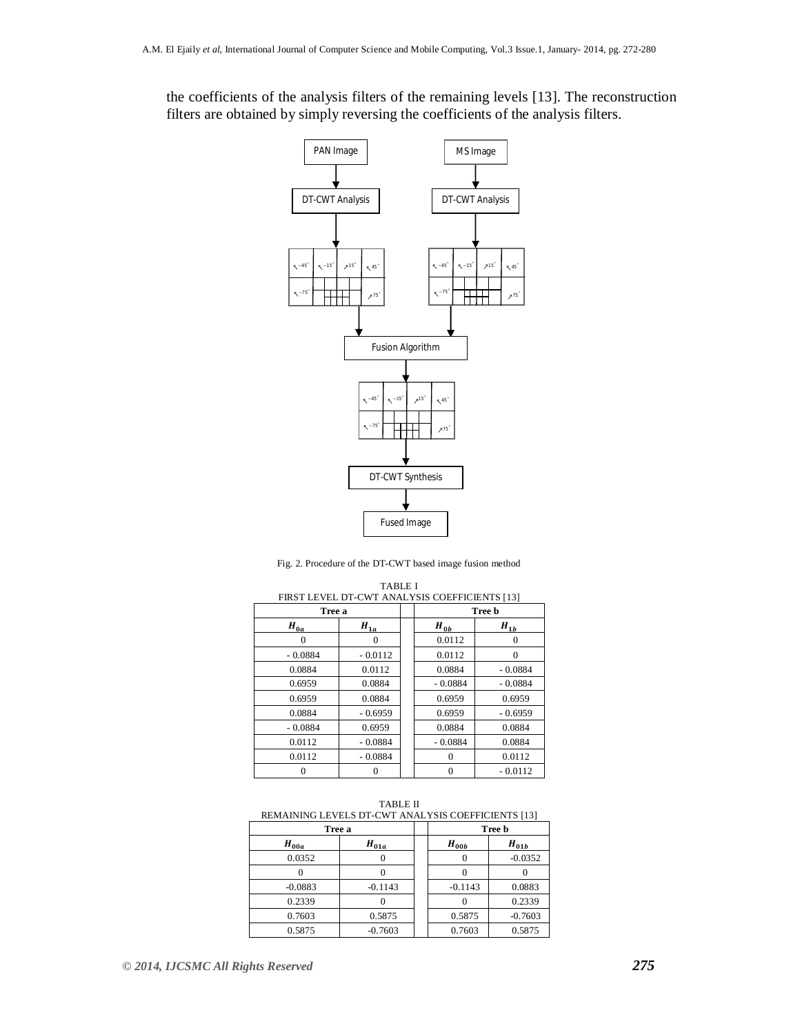the coefficients of the analysis filters of the remaining levels [13]. The reconstruction filters are obtained by simply reversing the coefficients of the analysis filters.

Fig. 2. Procedure of the DT-CWT based image fusion method

TABLE I
FIRST LEVEL DT-CWT ANALYSIS COEFFICIENTS [13]

| Tree a | | | Tree b | |
|---|---|---|---|---|
| $H_{0a}$ | $H_{1a}$ | | $H_{0b}$ | $H_{1b}$ |
| 0 | 0 | | 0.0112 | 0 |
| - 0.0884 | - 0.0112 | | 0.0112 | 0 |
| 0.0884 | 0.0112 | | 0.0884 | - 0.0884 |
| 0.6959 | 0.0884 | | - 0.0884 | - 0.0884 |
| 0.6959 | 0.0884 | | 0.6959 | 0.6959 |
| 0.0884 | - 0.6959 | | 0.6959 | - 0.6959 |
| - 0.0884 | 0.6959 | | 0.0884 | 0.0884 |
| 0.0112 | - 0.0884 | | - 0.0884 | 0.0884 |
| 0.0112 | - 0.0884 | | 0 | 0.0112 |
| 0 | 0 | | 0 | - 0.0112 |

TABLE II
REMAINING LEVELS DT-CWT ANALYSIS COEFFICIENTS [13]

| Tree a | | | Tree b | |
|---|---|---|---|---|
| $H_{00a}$ | $H_{01a}$ | | $H_{00b}$ | $H_{01b}$ |
| 0.0352 | 0 | | 0 | -0.0352 |
| 0 | 0 | | 0 | 0 |
| -0.0883 | -0.1143 | | -0.1143 | 0.0883 |
| 0.2339 | 0 | | 0 | 0.2339 |
| 0.7603 | 0.5875 | | 0.5875 | -0.7603 |
| 0.5875 | -0.7603 | | 0.7603 | 0.5875 |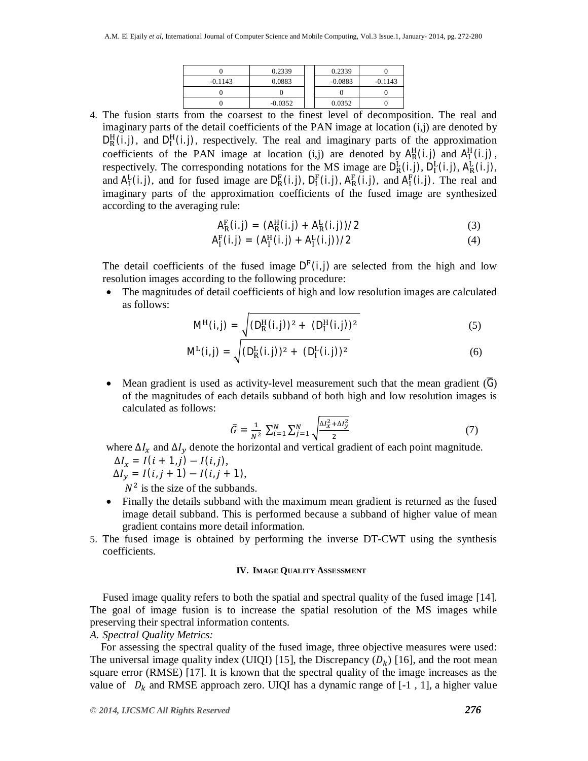| 0 | 0.2339 | | 0.2339 | 0 |
|---|---|---|---|---|
| -0.1143 | 0.0883 | | -0.0883 | -0.1143 |
| 0 | 0 | | 0 | 0 |
| 0 | -0.0352 | | 0.0352 | 0 |

4. The fusion starts from the coarsest to the finest level of decomposition. The real and imaginary parts of the detail coefficients of the PAN image at location (i,j) are denoted by $D_R^H(i.j)$, and $D_I^H(i.j)$, respectively. The real and imaginary parts of the approximation coefficients of the PAN image at location (i,j) are denoted by $A_R^H(i.j)$ and $A_I^H(i.j)$, respectively. The corresponding notations for the MS image are $D_R^L(i.j)$, $D_I^L(i.j)$, $A_R^L(i.j)$, and $A_I^L(i.j)$, and for fused image are $D_R^F(i.j)$, $D_I^F(i.j)$, $A_R^F(i.j)$, and $A_I^F(i.j)$. The real and imaginary parts of the approximation coefficients of the fused image are synthesized according to the averaging rule:

$$A_R^F(i.j) = (A_R^H(i.j) + A_R^L(i.j))/2 \tag{3}$$

$$A_I^F(i.j) = (A_I^H(i.j) + A_I^L(i.j))/2 \tag{4}$$

The detail coefficients of the fused image $D^F(i,j)$ are selected from the high and low resolution images according to the following procedure:

- The magnitudes of detail coefficients of high and low resolution images are calculated as follows:

$$M^H(i,j) = \sqrt{(D_R^H(i.j))^2 + (D_I^H(i.j))^2} \tag{5}$$

$$M^L(i,j) = \sqrt{(D_R^L(i.j))^2 + (D_I^L(i.j))^2} \tag{6}$$

- Mean gradient is used as activity-level measurement such that the mean gradient ($\bar{G}$) of the magnitudes of each details subband of both high and low resolution images is calculated as follows:

$$\bar{G} = \frac{1}{N^2}\sum_{i=1}^{N}\sum_{j=1}^{N}\sqrt{\frac{\Delta I_x^2 + \Delta I_y^2}{2}} \tag{7}$$

where $\Delta I_x$ and $\Delta I_y$ denote the horizontal and vertical gradient of each point magnitude.

$\Delta I_x = I(i+1,j) - I(i,j)$,

$\Delta I_y = I(i,j+1) - I(i,j+1)$,

$N^2$ is the size of the subbands.

- Finally the details subband with the maximum mean gradient is returned as the fused image detail subband. This is performed because a subband of higher value of mean gradient contains more detail information.

5. The fused image is obtained by performing the inverse DT-CWT using the synthesis coefficients.

## IV. Image Quality Assessment

Fused image quality refers to both the spatial and spectral quality of the fused image [14]. The goal of image fusion is to increase the spatial resolution of the MS images while preserving their spectral information contents.

*A. Spectral Quality Metrics:*

For assessing the spectral quality of the fused image, three objective measures were used: The universal image quality index (UIQI) [15], the Discrepancy ($D_k$) [16], and the root mean square error (RMSE) [17]. It is known that the spectral quality of the image increases as the value of $D_k$ and RMSE approach zero. UIQI has a dynamic range of [-1 , 1], a higher value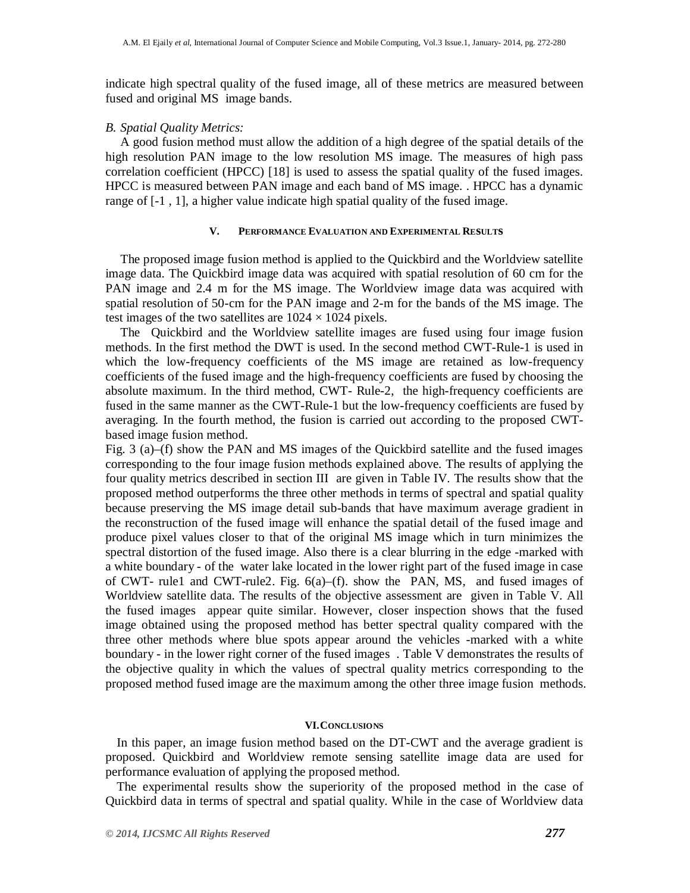indicate high spectral quality of the fused image, all of these metrics are measured between fused and original MS image bands.

*B. Spatial Quality Metrics:*

A good fusion method must allow the addition of a high degree of the spatial details of the high resolution PAN image to the low resolution MS image. The measures of high pass correlation coefficient (HPCC) [18] is used to assess the spatial quality of the fused images. HPCC is measured between PAN image and each band of MS image. . HPCC has a dynamic range of [-1 , 1], a higher value indicate high spatial quality of the fused image.

## V. Performance Evaluation and Experimental Results

The proposed image fusion method is applied to the Quickbird and the Worldview satellite image data. The Quickbird image data was acquired with spatial resolution of 60 cm for the PAN image and 2.4 m for the MS image. The Worldview image data was acquired with spatial resolution of 50-cm for the PAN image and 2-m for the bands of the MS image. The test images of the two satellites are $1024 \times 1024$ pixels.

The Quickbird and the Worldview satellite images are fused using four image fusion methods. In the first method the DWT is used. In the second method CWT-Rule-1 is used in which the low-frequency coefficients of the MS image are retained as low-frequency coefficients of the fused image and the high-frequency coefficients are fused by choosing the absolute maximum. In the third method, CWT- Rule-2, the high-frequency coefficients are fused in the same manner as the CWT-Rule-1 but the low-frequency coefficients are fused by averaging. In the fourth method, the fusion is carried out according to the proposed CWT-based image fusion method.

Fig. 3 (a)–(f) show the PAN and MS images of the Quickbird satellite and the fused images corresponding to the four image fusion methods explained above. The results of applying the four quality metrics described in section III are given in Table IV. The results show that the proposed method outperforms the three other methods in terms of spectral and spatial quality because preserving the MS image detail sub-bands that have maximum average gradient in the reconstruction of the fused image will enhance the spatial detail of the fused image and produce pixel values closer to that of the original MS image which in turn minimizes the spectral distortion of the fused image. Also there is a clear blurring in the edge -marked with a white boundary - of the water lake located in the lower right part of the fused image in case of CWT- rule1 and CWT-rule2. Fig. 6(a)–(f). show the PAN, MS, and fused images of Worldview satellite data. The results of the objective assessment are given in Table V. All the fused images appear quite similar. However, closer inspection shows that the fused image obtained using the proposed method has better spectral quality compared with the three other methods where blue spots appear around the vehicles -marked with a white boundary - in the lower right corner of the fused images . Table V demonstrates the results of the objective quality in which the values of spectral quality metrics corresponding to the proposed method fused image are the maximum among the other three image fusion methods.

## VI. Conclusions

In this paper, an image fusion method based on the DT-CWT and the average gradient is proposed. Quickbird and Worldview remote sensing satellite image data are used for performance evaluation of applying the proposed method.

The experimental results show the superiority of the proposed method in the case of Quickbird data in terms of spectral and spatial quality. While in the case of Worldview data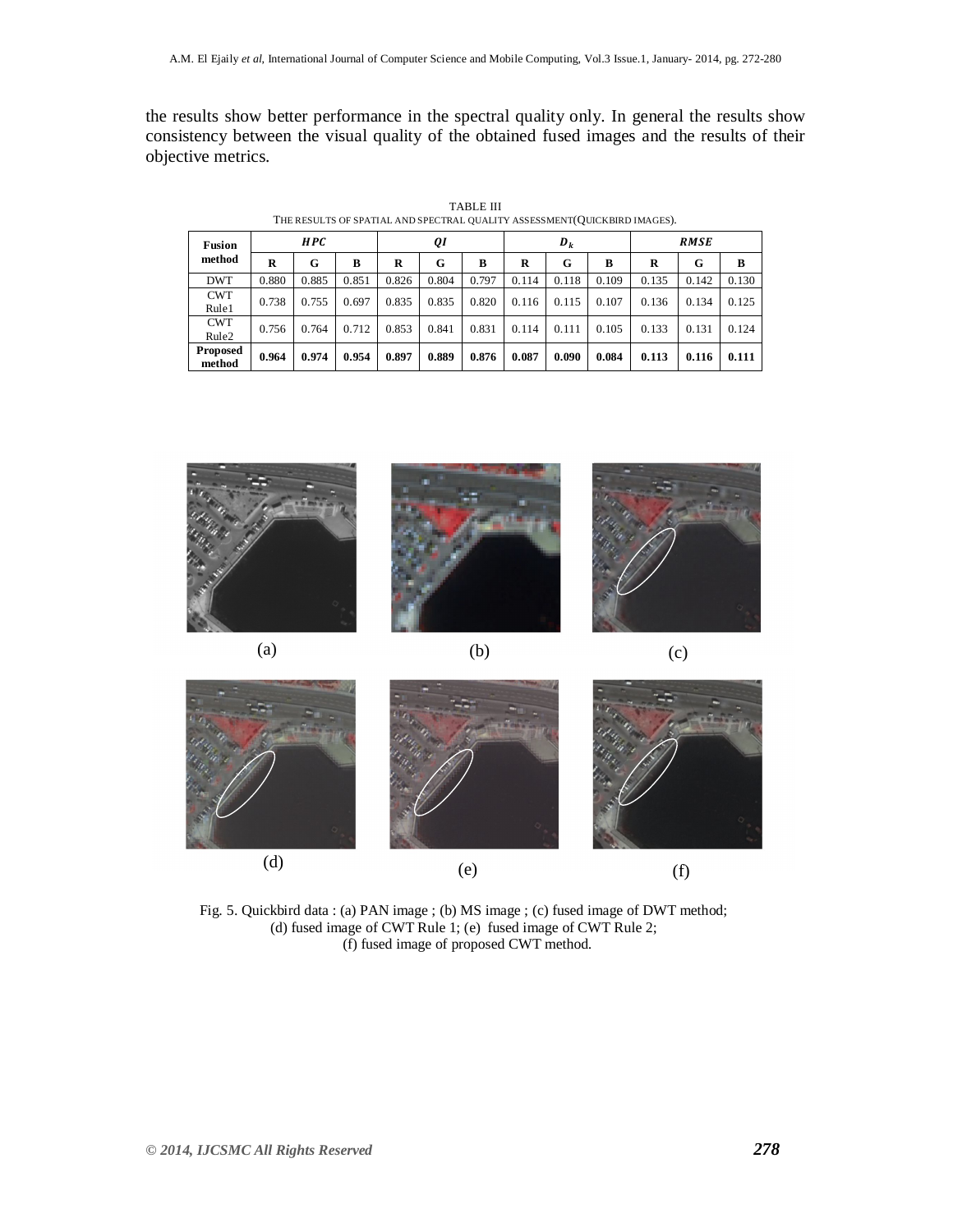the results show better performance in the spectral quality only. In general the results show consistency between the visual quality of the obtained fused images and the results of their objective metrics.

TABLE III
THE RESULTS OF SPATIAL AND SPECTRAL QUALITY ASSESSMENT(QUICKBIRD IMAGES).

| Fusion method | $HPC$ | | | $QI$ | | | $D_k$ | | | $RMSE$ | | |
|---|---|---|---|---|---|---|---|---|---|---|---|---|
| | R | G | B | R | G | B | R | G | B | R | G | B |
| DWT | 0.880 | 0.885 | 0.851 | 0.826 | 0.804 | 0.797 | 0.114 | 0.118 | 0.109 | 0.135 | 0.142 | 0.130 |
| CWT Rule1 | 0.738 | 0.755 | 0.697 | 0.835 | 0.835 | 0.820 | 0.116 | 0.115 | 0.107 | 0.136 | 0.134 | 0.125 |
| CWT Rule2 | 0.756 | 0.764 | 0.712 | 0.853 | 0.841 | 0.831 | 0.114 | 0.111 | 0.105 | 0.133 | 0.131 | 0.124 |
| **Proposed method** | **0.964** | **0.974** | **0.954** | **0.897** | **0.889** | **0.876** | **0.087** | **0.090** | **0.084** | **0.113** | **0.116** | **0.111** |

Fig. 5. Quickbird data : (a) PAN image ; (b) MS image ; (c) fused image of DWT method; (d) fused image of CWT Rule 1; (e) fused image of CWT Rule 2; (f) fused image of proposed CWT method.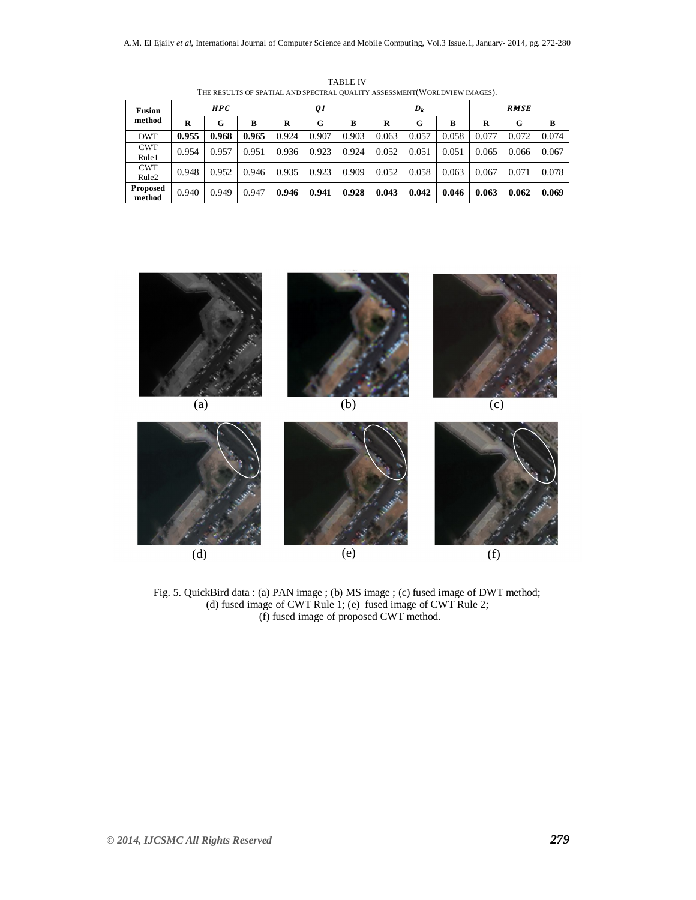TABLE IV

THE RESULTS OF SPATIAL AND SPECTRAL QUALITY ASSESSMENT(WORLDVIEW IMAGES).

| Fusion method | $HPC$ | | | $QI$ | | | $D_k$ | | | $RMSE$ | | |
|---|---|---|---|---|---|---|---|---|---|---|---|---|
| | R | G | B | R | G | B | R | G | B | R | G | B |
| DWT | **0.955** | **0.968** | **0.965** | 0.924 | 0.907 | 0.903 | 0.063 | 0.057 | 0.058 | 0.077 | 0.072 | 0.074 |
| CWT Rule1 | 0.954 | 0.957 | 0.951 | 0.936 | 0.923 | 0.924 | 0.052 | 0.051 | 0.051 | 0.065 | 0.066 | 0.067 |
| CWT Rule2 | 0.948 | 0.952 | 0.946 | 0.935 | 0.923 | 0.909 | 0.052 | 0.058 | 0.063 | 0.067 | 0.071 | 0.078 |
| **Proposed method** | 0.940 | 0.949 | 0.947 | **0.946** | **0.941** | **0.928** | **0.043** | **0.042** | **0.046** | **0.063** | **0.062** | **0.069** |

(a) (b) (c)

(d) (e) (f)

Fig. 5. QuickBird data : (a) PAN image ; (b) MS image ; (c) fused image of DWT method; (d) fused image of CWT Rule 1; (e) fused image of CWT Rule 2; (f) fused image of proposed CWT method.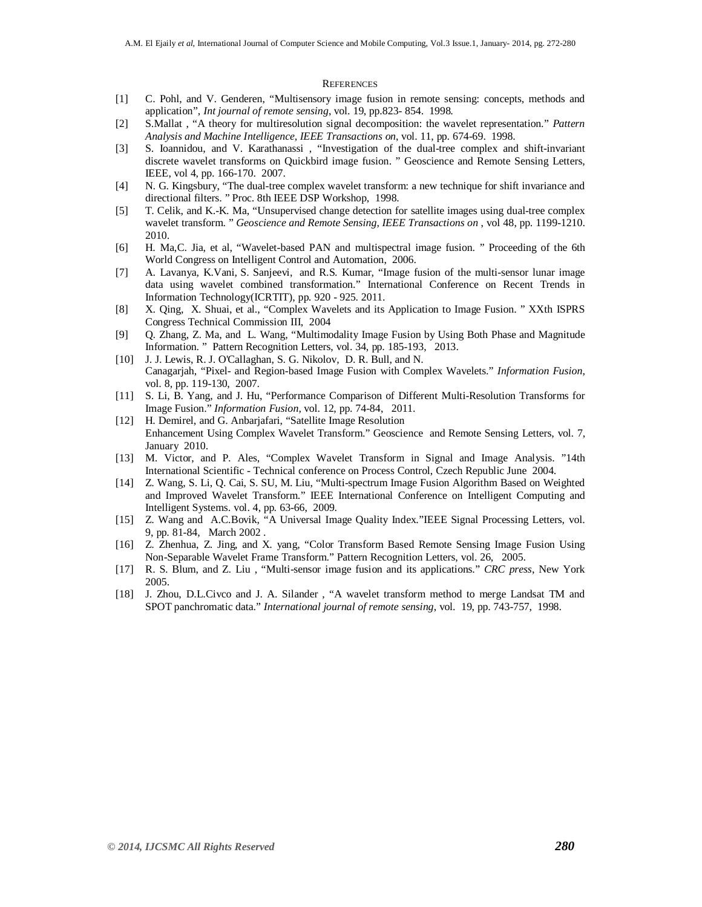## REFERENCES

[1] C. Pohl, and V. Genderen, “Multisensory image fusion in remote sensing: concepts, methods and application”, *Int journal of remote sensing*, vol. 19, pp.823- 854. 1998.

[2] S.Mallat , “A theory for multiresolution signal decomposition: the wavelet representation.” *Pattern Analysis and Machine Intelligence, IEEE Transactions on*, vol. 11, pp. 674-69. 1998.

[3] S. Ioannidou, and V. Karathanassi , “Investigation of the dual-tree complex and shift-invariant discrete wavelet transforms on Quickbird image fusion. ” Geoscience and Remote Sensing Letters, IEEE, vol 4, pp. 166-170. 2007.

[4] N. G. Kingsbury, “The dual-tree complex wavelet transform: a new technique for shift invariance and directional filters. ” Proc. 8th IEEE DSP Workshop, 1998.

[5] T. Celik, and K.-K. Ma, “Unsupervised change detection for satellite images using dual-tree complex wavelet transform. ” *Geoscience and Remote Sensing, IEEE Transactions on* , vol 48, pp. 1199-1210. 2010.

[6] H. Ma,C. Jia, et al, “Wavelet-based PAN and multispectral image fusion. ” Proceeding of the 6th World Congress on Intelligent Control and Automation, 2006.

[7] A. Lavanya, K.Vani, S. Sanjeevi, and R.S. Kumar, “Image fusion of the multi-sensor lunar image data using wavelet combined transformation.” International Conference on Recent Trends in Information Technology(ICRTIT), pp. 920 - 925. 2011.

[8] X. Qing, X. Shuai, et al., “Complex Wavelets and its Application to Image Fusion. ” XXth ISPRS Congress Technical Commission III, 2004

[9] Q. Zhang, Z. Ma, and L. Wang, “Multimodality Image Fusion by Using Both Phase and Magnitude Information. ” Pattern Recognition Letters, vol. 34, pp. 185-193, 2013.

[10] J. J. Lewis, R. J. O'Callaghan, S. G. Nikolov, D. R. Bull, and N. Canagarjah, “Pixel- and Region-based Image Fusion with Complex Wavelets.” *Information Fusion*, vol. 8, pp. 119-130, 2007.

[11] S. Li, B. Yang, and J. Hu, “Performance Comparison of Different Multi-Resolution Transforms for Image Fusion.” *Information Fusion*, vol. 12, pp. 74-84, 2011.

[12] H. Demirel, and G. Anbarjafari, “Satellite Image Resolution Enhancement Using Complex Wavelet Transform.” Geoscience and Remote Sensing Letters, vol. 7, January 2010.

[13] M. Victor, and P. Ales, “Complex Wavelet Transform in Signal and Image Analysis. ”14th International Scientific - Technical conference on Process Control, Czech Republic June 2004.

[14] Z. Wang, S. Li, Q. Cai, S. SU, M. Liu, “Multi-spectrum Image Fusion Algorithm Based on Weighted and Improved Wavelet Transform.” IEEE International Conference on Intelligent Computing and Intelligent Systems. vol. 4, pp. 63-66, 2009.

[15] Z. Wang and A.C.Bovik, “A Universal Image Quality Index.”IEEE Signal Processing Letters, vol. 9, pp. 81-84, March 2002 .

[16] Z. Zhenhua, Z. Jing, and X. yang, “Color Transform Based Remote Sensing Image Fusion Using Non-Separable Wavelet Frame Transform.” Pattern Recognition Letters, vol. 26, 2005.

[17] R. S. Blum, and Z. Liu , “Multi-sensor image fusion and its applications.” *CRC press*, New York 2005.

[18] J. Zhou, D.L.Civco and J. A. Silander , “A wavelet transform method to merge Landsat TM and SPOT panchromatic data.” *International journal of remote sensing*, vol. 19, pp. 743-757, 1998.